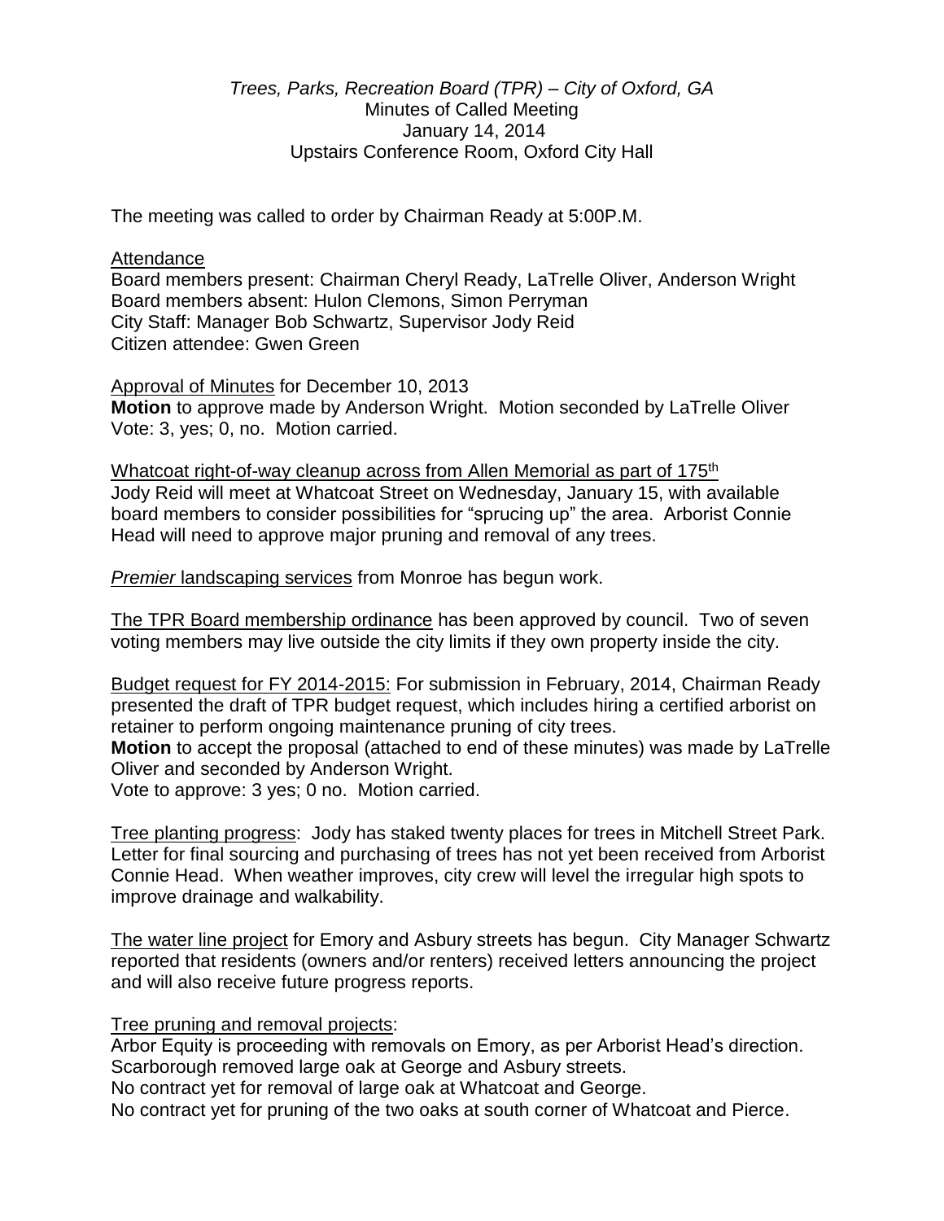*Trees, Parks, Recreation Board (TPR) – City of Oxford, GA*
Minutes of Called Meeting
January 14, 2014
Upstairs Conference Room, Oxford City Hall

The meeting was called to order by Chairman Ready at 5:00P.M.

Attendance
Board members present: Chairman Cheryl Ready, LaTrelle Oliver, Anderson Wright
Board members absent: Hulon Clemons, Simon Perryman
City Staff: Manager Bob Schwartz, Supervisor Jody Reid
Citizen attendee: Gwen Green

Approval of Minutes for December 10, 2013
**Motion** to approve made by Anderson Wright. Motion seconded by LaTrelle Oliver
Vote: 3, yes; 0, no. Motion carried.

Whatcoat right-of-way cleanup across from Allen Memorial as part of 175th
Jody Reid will meet at Whatcoat Street on Wednesday, January 15, with available board members to consider possibilities for "sprucing up" the area. Arborist Connie Head will need to approve major pruning and removal of any trees.

*Premier* landscaping services from Monroe has begun work.

The TPR Board membership ordinance has been approved by council. Two of seven voting members may live outside the city limits if they own property inside the city.

Budget request for FY 2014-2015: For submission in February, 2014, Chairman Ready presented the draft of TPR budget request, which includes hiring a certified arborist on retainer to perform ongoing maintenance pruning of city trees.
**Motion** to accept the proposal (attached to end of these minutes) was made by LaTrelle Oliver and seconded by Anderson Wright.
Vote to approve: 3 yes; 0 no. Motion carried.

Tree planting progress: Jody has staked twenty places for trees in Mitchell Street Park. Letter for final sourcing and purchasing of trees has not yet been received from Arborist Connie Head. When weather improves, city crew will level the irregular high spots to improve drainage and walkability.

The water line project for Emory and Asbury streets has begun. City Manager Schwartz reported that residents (owners and/or renters) received letters announcing the project and will also receive future progress reports.

Tree pruning and removal projects:
Arbor Equity is proceeding with removals on Emory, as per Arborist Head's direction.
Scarborough removed large oak at George and Asbury streets.
No contract yet for removal of large oak at Whatcoat and George.
No contract yet for pruning of the two oaks at south corner of Whatcoat and Pierce.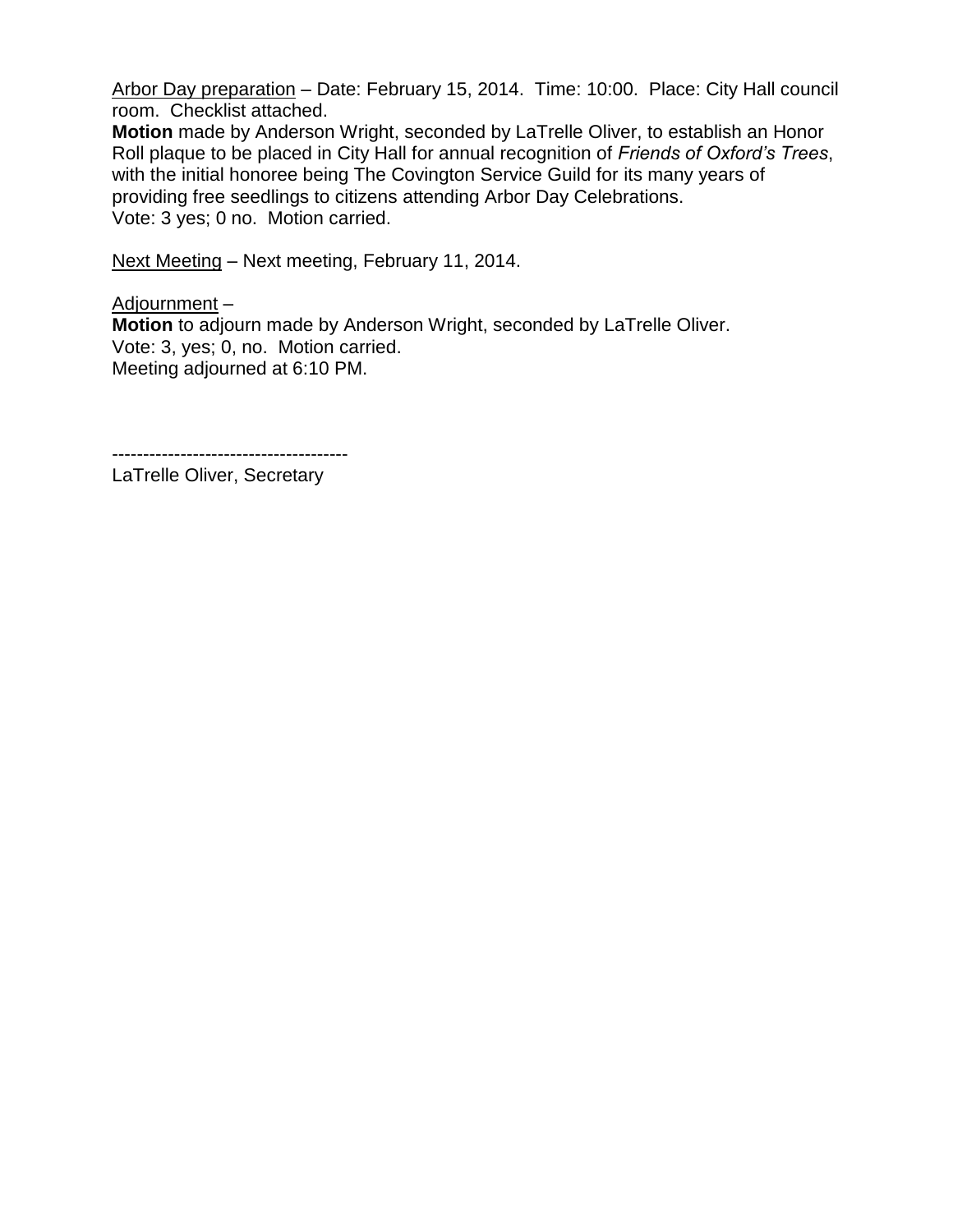Arbor Day preparation – Date: February 15, 2014. Time: 10:00. Place: City Hall council room. Checklist attached.
**Motion** made by Anderson Wright, seconded by LaTrelle Oliver, to establish an Honor Roll plaque to be placed in City Hall for annual recognition of *Friends of Oxford's Trees*, with the initial honoree being The Covington Service Guild for its many years of providing free seedlings to citizens attending Arbor Day Celebrations.
Vote: 3 yes; 0 no. Motion carried.

Next Meeting – Next meeting, February 11, 2014.

Adjournment –
**Motion** to adjourn made by Anderson Wright, seconded by LaTrelle Oliver.
Vote: 3, yes; 0, no. Motion carried.
Meeting adjourned at 6:10 PM.

-------------------------------------
LaTrelle Oliver, Secretary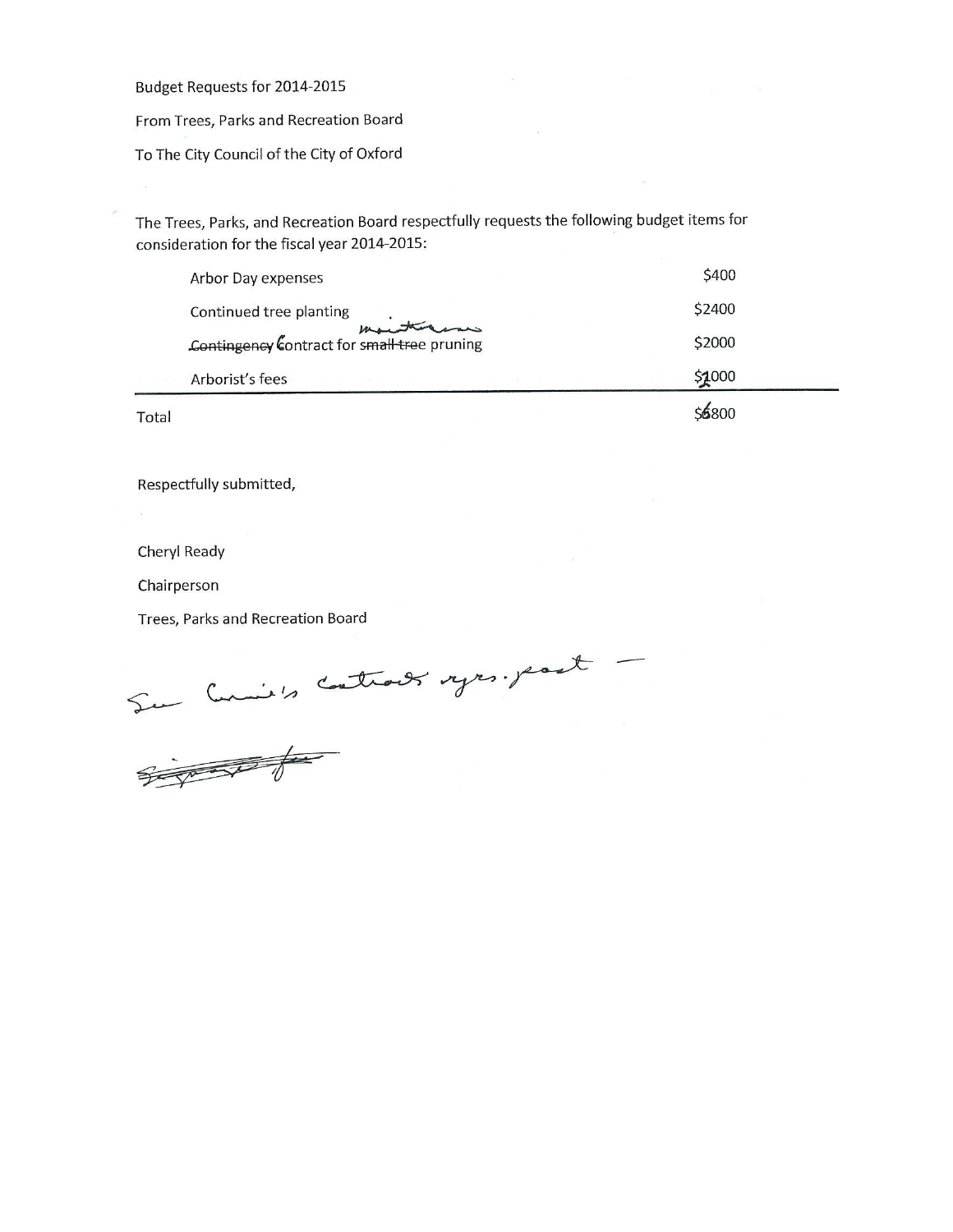Budget Requests for 2014-2015

From Trees, Parks and Recreation Board

To The City Council of the City of Oxford

The Trees, Parks, and Recreation Board respectfully requests the following budget items for consideration for the fiscal year 2014-2015:

| Item | Amount |
|---|---|
| Arbor Day expenses | $400 |
| Continued tree planting | $2400 |
| ~~Contingency~~ Contract for ~~small tree~~ maintenance pruning | $2000 |
| Arborist's fees | $~~1~~2000 |
| **Total** | $~~5~~6800 |

Respectfully submitted,

Cheryl Ready

Chairperson

Trees, Parks and Recreation Board

See Connie's contracts yrs. past —

~~Signature~~ fee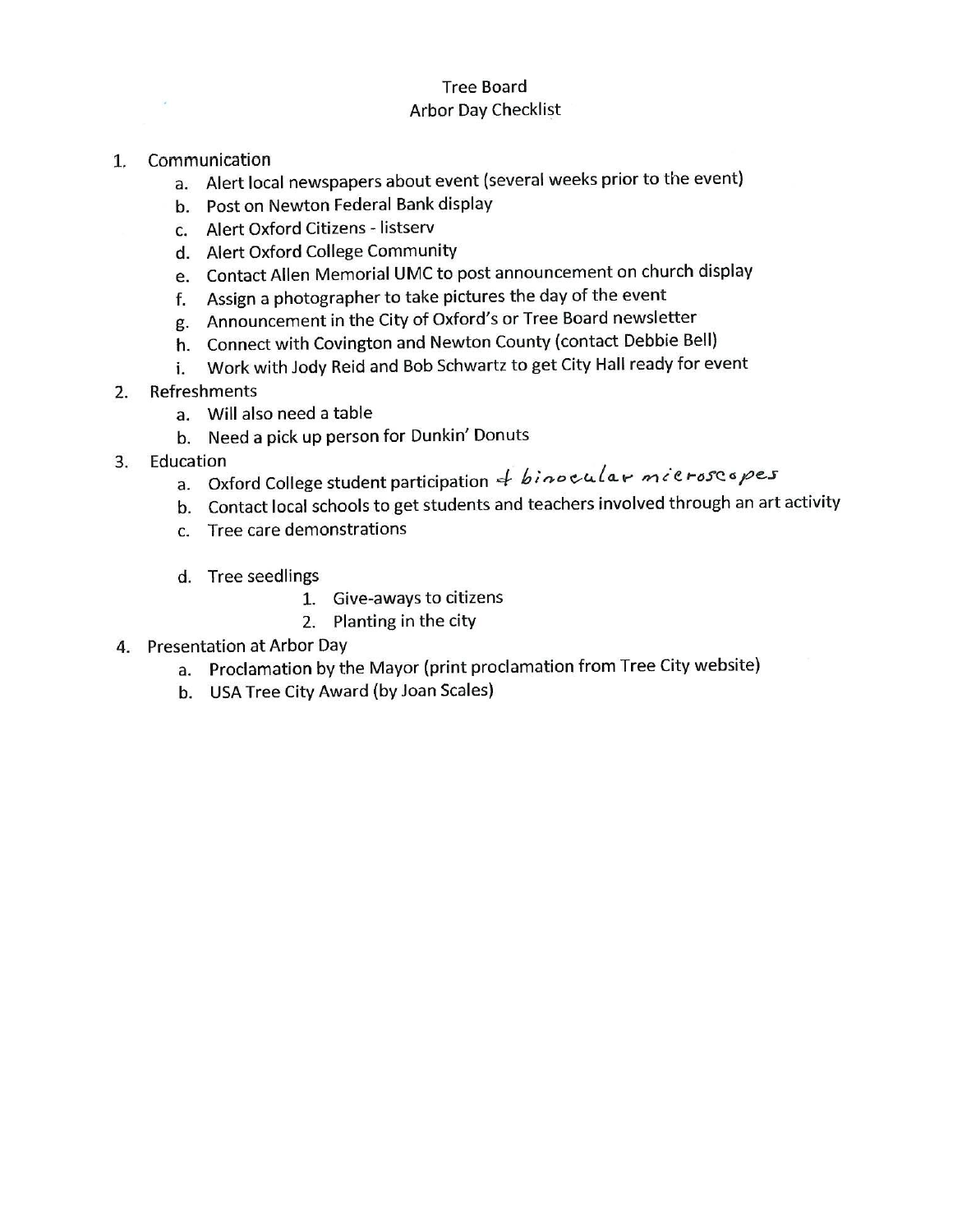# Tree Board
## Arbor Day Checklist

1. Communication
   a. Alert local newspapers about event (several weeks prior to the event)
   b. Post on Newton Federal Bank display
   c. Alert Oxford Citizens - listserv
   d. Alert Oxford College Community
   e. Contact Allen Memorial UMC to post announcement on church display
   f. Assign a photographer to take pictures the day of the event
   g. Announcement in the City of Oxford's or Tree Board newsletter
   h. Connect with Covington and Newton County (contact Debbie Bell)
   i. Work with Jody Reid and Bob Schwartz to get City Hall ready for event
2. Refreshments
   a. Will also need a table
   b. Need a pick up person for Dunkin' Donuts
3. Education
   a. Oxford College student participation + binocular microscopes
   b. Contact local schools to get students and teachers involved through an art activity
   c. Tree care demonstrations
   d. Tree seedlings
      1. Give-aways to citizens
      2. Planting in the city
4. Presentation at Arbor Day
   a. Proclamation by the Mayor (print proclamation from Tree City website)
   b. USA Tree City Award (by Joan Scales)